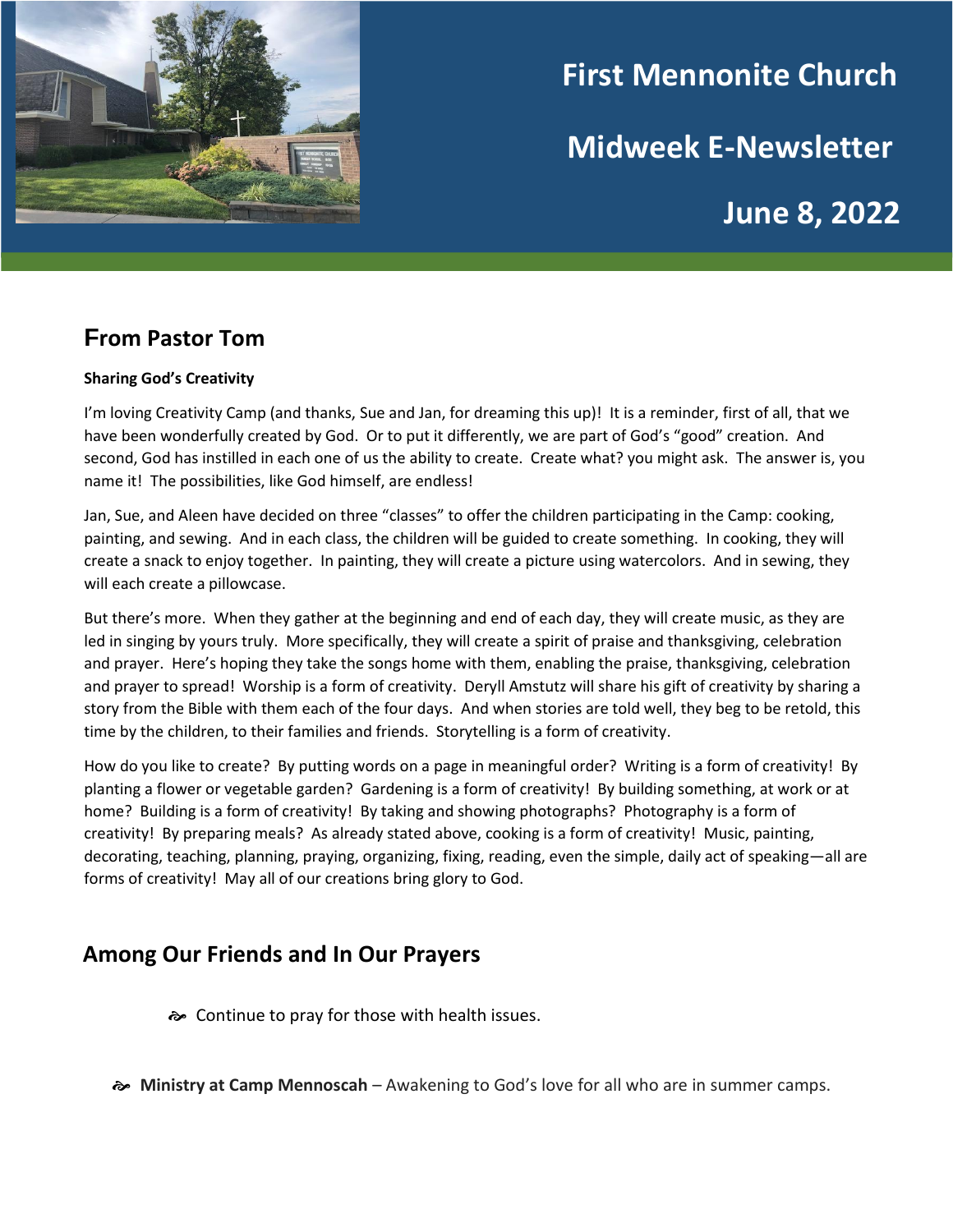# First Mennonite Church

# Midweek E-Newsletter

# June 8, 2022

## From Pastor Tom

**Sharing God's Creativity**

I'm loving Creativity Camp (and thanks, Sue and Jan, for dreaming this up)! It is a reminder, first of all, that we have been wonderfully created by God. Or to put it differently, we are part of God's "good" creation. And second, God has instilled in each one of us the ability to create. Create what? you might ask. The answer is, you name it! The possibilities, like God himself, are endless!

Jan, Sue, and Aleen have decided on three "classes" to offer the children participating in the Camp: cooking, painting, and sewing. And in each class, the children will be guided to create something. In cooking, they will create a snack to enjoy together. In painting, they will create a picture using watercolors. And in sewing, they will each create a pillowcase.

But there's more. When they gather at the beginning and end of each day, they will create music, as they are led in singing by yours truly. More specifically, they will create a spirit of praise and thanksgiving, celebration and prayer. Here's hoping they take the songs home with them, enabling the praise, thanksgiving, celebration and prayer to spread! Worship is a form of creativity. Deryll Amstutz will share his gift of creativity by sharing a story from the Bible with them each of the four days. And when stories are told well, they beg to be retold, this time by the children, to their families and friends. Storytelling is a form of creativity.

How do you like to create? By putting words on a page in meaningful order? Writing is a form of creativity! By planting a flower or vegetable garden? Gardening is a form of creativity! By building something, at work or at home? Building is a form of creativity! By taking and showing photographs? Photography is a form of creativity! By preparing meals? As already stated above, cooking is a form of creativity! Music, painting, decorating, teaching, planning, praying, organizing, fixing, reading, even the simple, daily act of speaking—all are forms of creativity! May all of our creations bring glory to God.

## Among Our Friends and In Our Prayers

- Continue to pray for those with health issues.

- **Ministry at Camp Mennoscah** – Awakening to God's love for all who are in summer camps.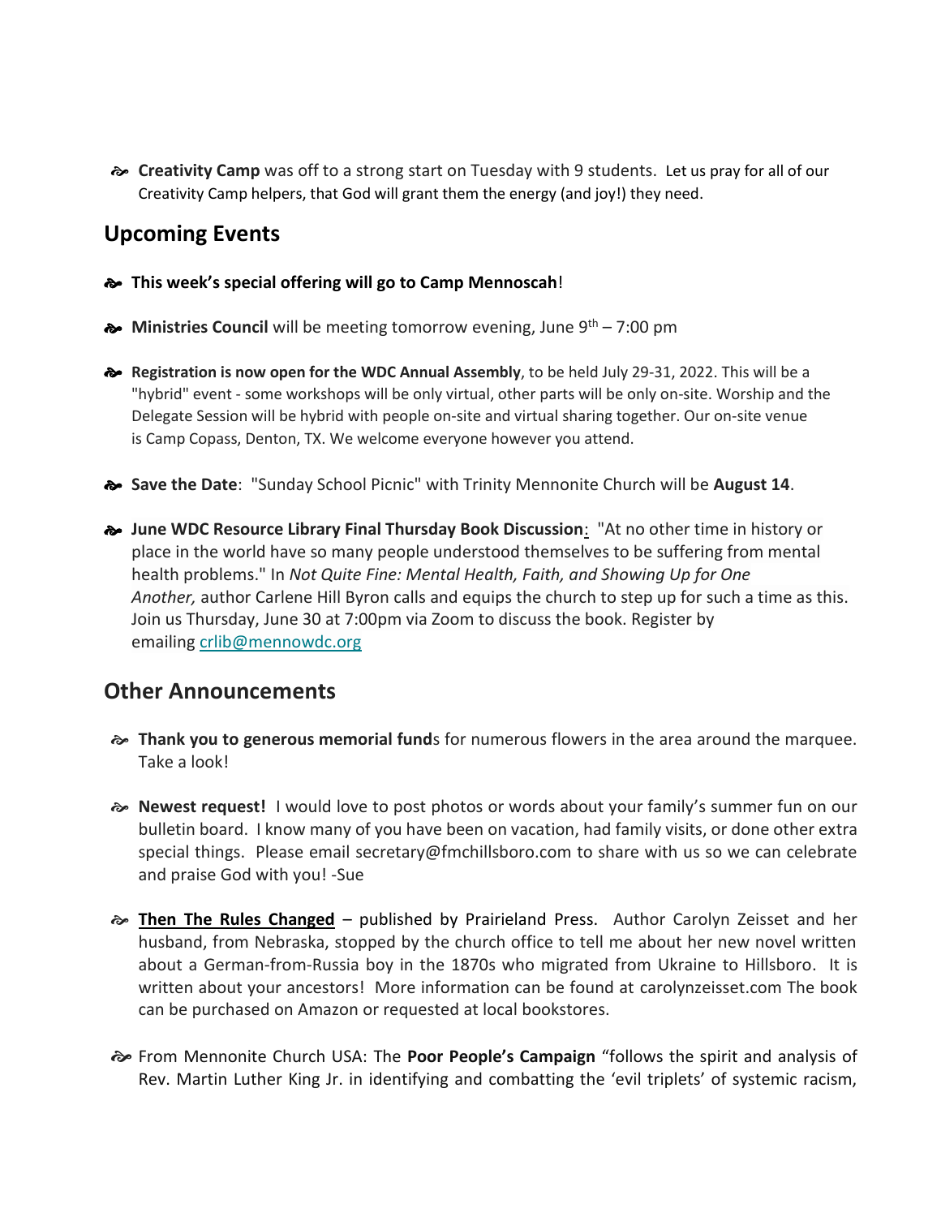- **Creativity Camp** was off to a strong start on Tuesday with 9 students. Let us pray for all of our Creativity Camp helpers, that God will grant them the energy (and joy!) they need.

## Upcoming Events

- **This week's special offering will go to Camp Mennoscah**!
- **Ministries Council** will be meeting tomorrow evening, June 9th – 7:00 pm
- **Registration is now open for the WDC Annual Assembly**, to be held July 29-31, 2022. This will be a "hybrid" event - some workshops will be only virtual, other parts will be only on-site. Worship and the Delegate Session will be hybrid with people on-site and virtual sharing together. Our on-site venue is Camp Copass, Denton, TX. We welcome everyone however you attend.
- **Save the Date**: "Sunday School Picnic" with Trinity Mennonite Church will be **August 14**.
- **June WDC Resource Library Final Thursday Book Discussion**: "At no other time in history or place in the world have so many people understood themselves to be suffering from mental health problems." In *Not Quite Fine: Mental Health, Faith, and Showing Up for One Another,* author Carlene Hill Byron calls and equips the church to step up for such a time as this. Join us Thursday, June 30 at 7:00pm via Zoom to discuss the book. Register by emailing crlib@mennowdc.org

## Other Announcements

- **Thank you to generous memorial fund**s for numerous flowers in the area around the marquee. Take a look!
- **Newest request!** I would love to post photos or words about your family's summer fun on our bulletin board. I know many of you have been on vacation, had family visits, or done other extra special things. Please email secretary@fmchillsboro.com to share with us so we can celebrate and praise God with you! -Sue
- **Then The Rules Changed** – published by Prairieland Press. Author Carolyn Zeisset and her husband, from Nebraska, stopped by the church office to tell me about her new novel written about a German-from-Russia boy in the 1870s who migrated from Ukraine to Hillsboro. It is written about your ancestors! More information can be found at carolynzeisset.com The book can be purchased on Amazon or requested at local bookstores.
- From Mennonite Church USA: The **Poor People's Campaign** "follows the spirit and analysis of Rev. Martin Luther King Jr. in identifying and combatting the 'evil triplets' of systemic racism,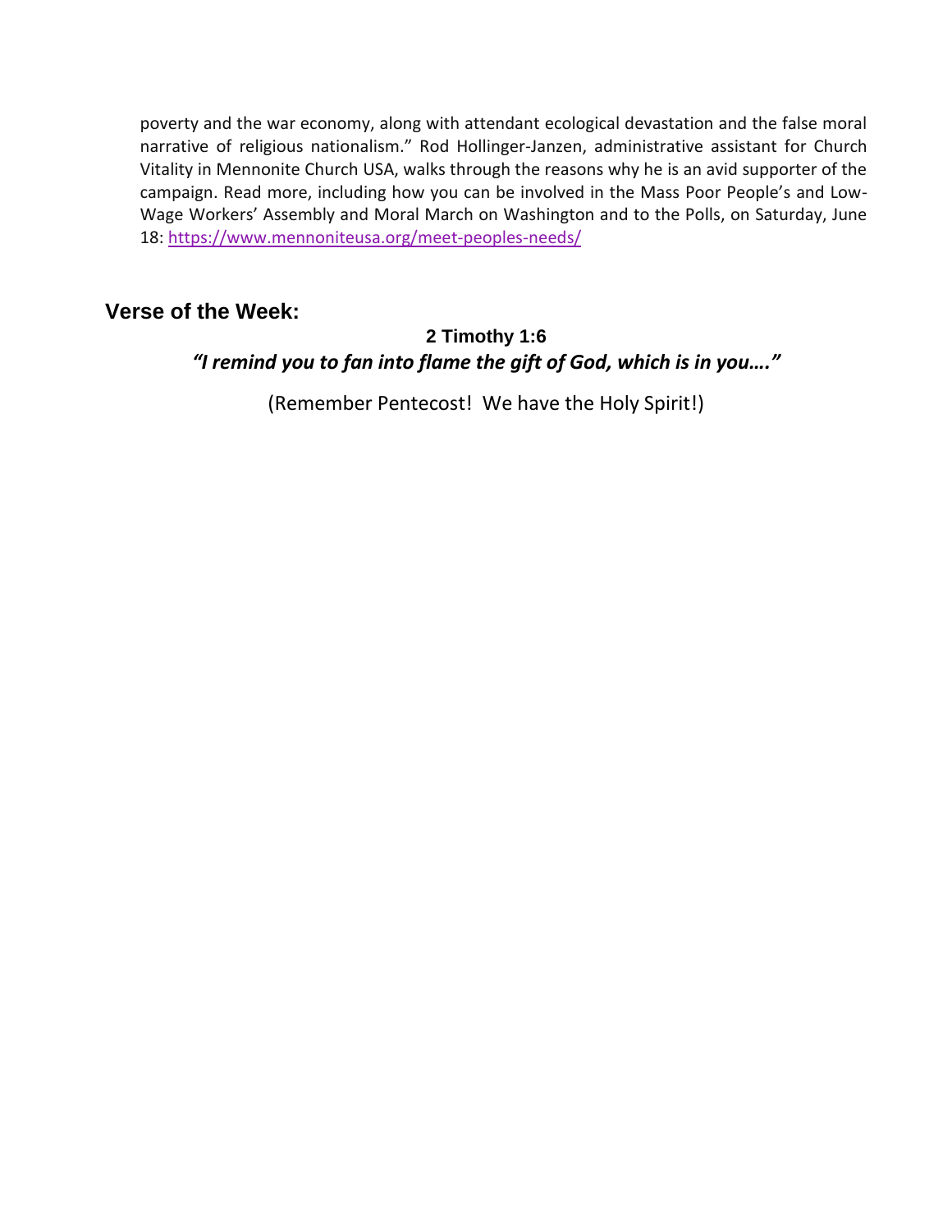poverty and the war economy, along with attendant ecological devastation and the false moral narrative of religious nationalism." Rod Hollinger-Janzen, administrative assistant for Church Vitality in Mennonite Church USA, walks through the reasons why he is an avid supporter of the campaign. Read more, including how you can be involved in the Mass Poor People's and Low-Wage Workers' Assembly and Moral March on Washington and to the Polls, on Saturday, June 18: https://www.mennoniteusa.org/meet-peoples-needs/

## Verse of the Week:

**2 Timothy 1:6**

***"I remind you to fan into flame the gift of God, which is in you…."***

(Remember Pentecost! We have the Holy Spirit!)